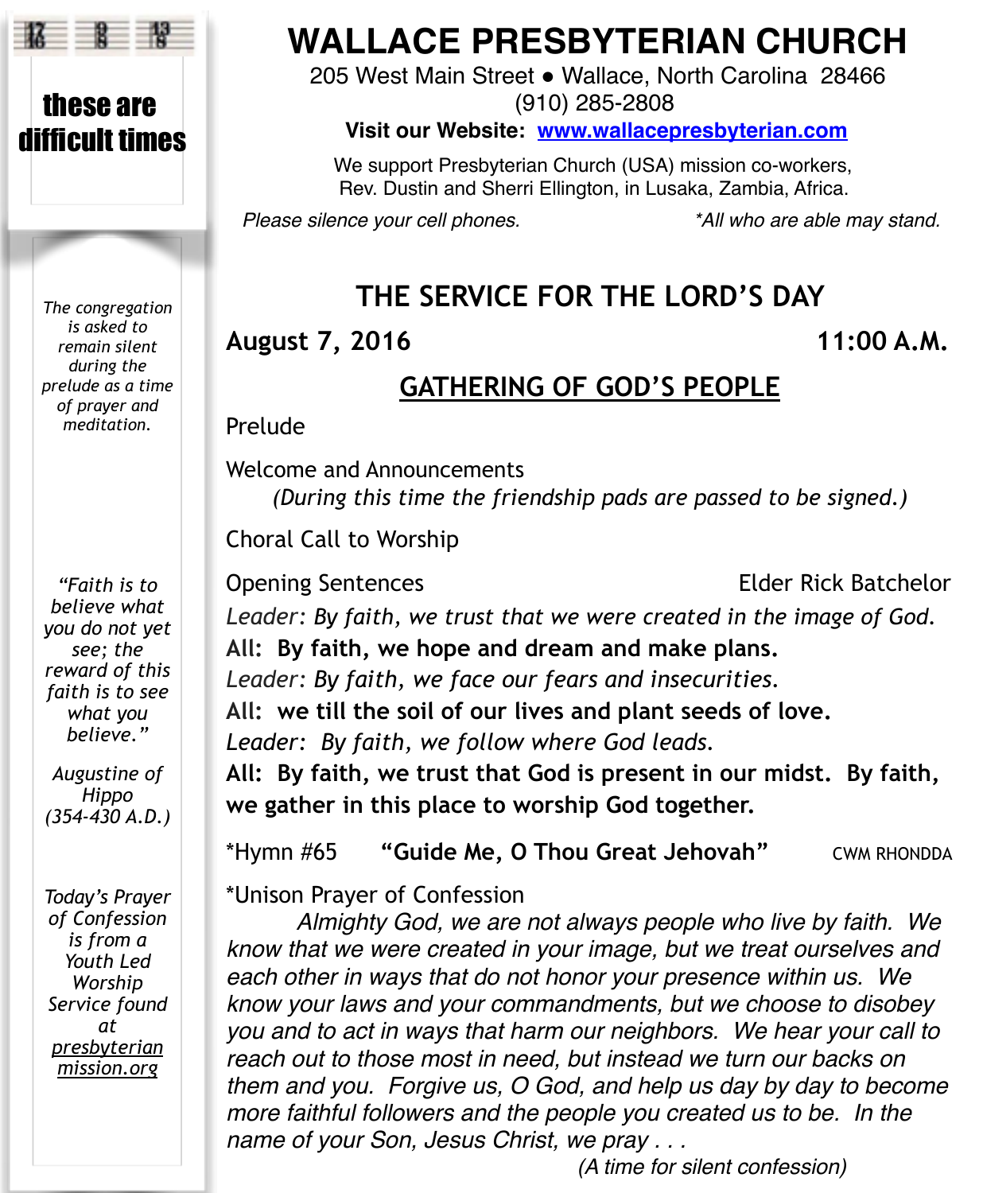# WALLACE PRESBYTERIAN CHURCH

205 West Main Street ● Wallace, North Carolina 28466
(910) 285-2808

**Visit our Website: www.wallacepresbyterian.com**

We support Presbyterian Church (USA) mission co-workers, Rev. Dustin and Sherri Ellington, in Lusaka, Zambia, Africa.

*Please silence your cell phones.* *\*All who are able may stand.*

**these are difficult times**

*The congregation is asked to remain silent during the prelude as a time of prayer and meditation.*

*"Faith is to believe what you do not yet see; the reward of this faith is to see what you believe."*

*Augustine of Hippo (354-430 A.D.)*

*Today's Prayer of Confession is from a Youth Led Worship Service found at presbyterianmission.org*

## THE SERVICE FOR THE LORD'S DAY

**August 7, 2016** **11:00 A.M.**

### GATHERING OF GOD'S PEOPLE

Prelude

Welcome and Announcements
*(During this time the friendship pads are passed to be signed.)*

Choral Call to Worship

Opening Sentences — Elder Rick Batchelor

*Leader: By faith, we trust that we were created in the image of God.*
**All: By faith, we hope and dream and make plans.**
*Leader: By faith, we face our fears and insecurities.*
**All: we till the soil of our lives and plant seeds of love.**
*Leader: By faith, we follow where God leads.*
**All: By faith, we trust that God is present in our midst. By faith, we gather in this place to worship God together.**

*Hymn #65 **"Guide Me, O Thou Great Jehovah"** CWM RHONDDA

*Unison Prayer of Confession

*Almighty God, we are not always people who live by faith. We know that we were created in your image, but we treat ourselves and each other in ways that do not honor your presence within us. We know your laws and your commandments, but we choose to disobey you and to act in ways that harm our neighbors. We hear your call to reach out to those most in need, but instead we turn our backs on them and you. Forgive us, O God, and help us day by day to become more faithful followers and the people you created us to be. In the name of your Son, Jesus Christ, we pray . . .*

*(A time for silent confession)*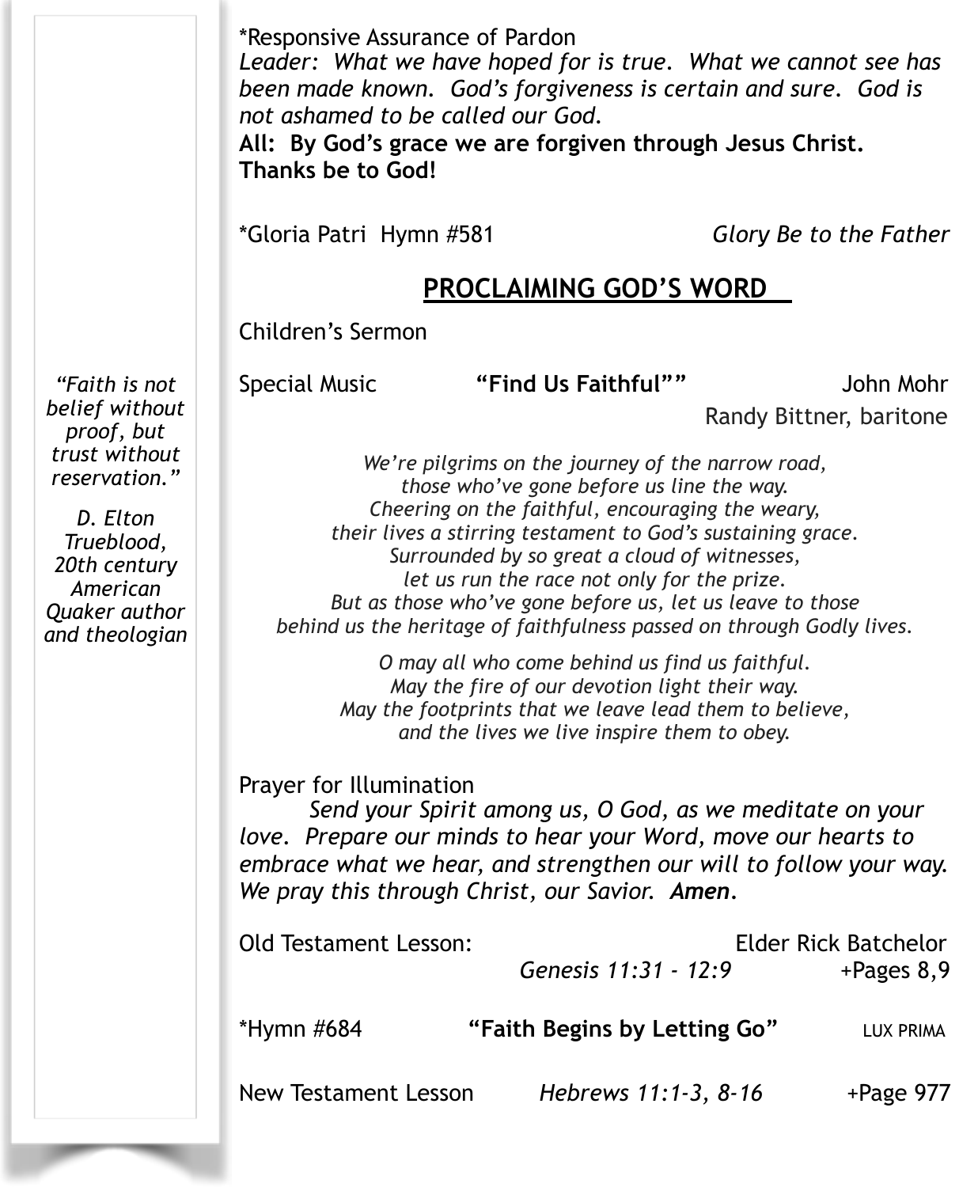*Responsive Assurance of Pardon

*Leader: What we have hoped for is true. What we cannot see has been made known. God's forgiveness is certain and sure. God is not ashamed to be called our God.*

**All: By God's grace we are forgiven through Jesus Christ. Thanks be to God!**

*Gloria Patri Hymn #581 — *Glory Be to the Father*

## PROCLAIMING GOD'S WORD

Children's Sermon

Special Music **"Find Us Faithful""** John Mohr
Randy Bittner, baritone

*We're pilgrims on the journey of the narrow road,*
*those who've gone before us line the way.*
*Cheering on the faithful, encouraging the weary,*
*their lives a stirring testament to God's sustaining grace.*
*Surrounded by so great a cloud of witnesses,*
*let us run the race not only for the prize.*
*But as those who've gone before us, let us leave to those*
*behind us the heritage of faithfulness passed on through Godly lives.*

*O may all who come behind us find us faithful.*
*May the fire of our devotion light their way.*
*May the footprints that we leave lead them to believe,*
*and the lives we live inspire them to obey.*

*"Faith is not belief without proof, but trust without reservation."*

*D. Elton Trueblood, 20th century American Quaker author and theologian*

Prayer for Illumination

*Send your Spirit among us, O God, as we meditate on your love. Prepare our minds to hear your Word, move our hearts to embrace what we hear, and strengthen our will to follow your way. We pray this through Christ, our Savior.* ***Amen.***

Old Testament Lesson: Elder Rick Batchelor
*Genesis 11:31 - 12:9* +Pages 8,9

*Hymn #684 **"Faith Begins by Letting Go"** LUX PRIMA

New Testament Lesson *Hebrews 11:1-3, 8-16* +Page 977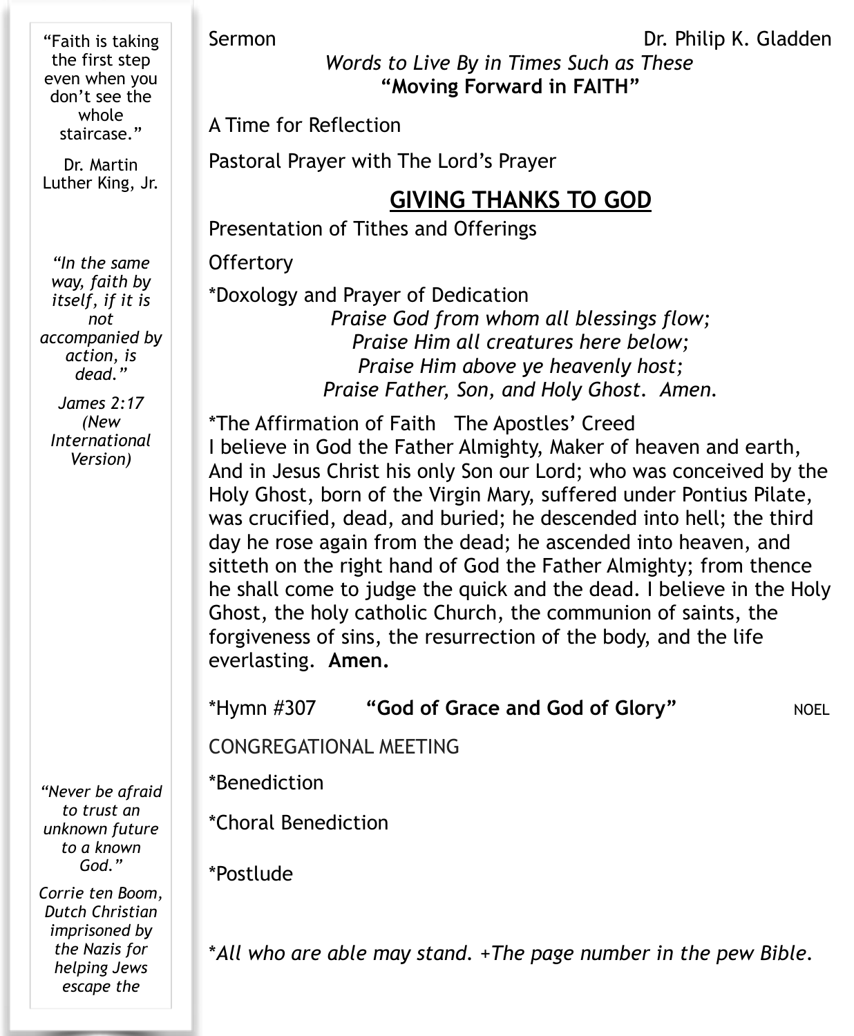Sermon Dr. Philip K. Gladden

*Words to Live By in Times Such as These*

**"Moving Forward in FAITH"**

A Time for Reflection

Pastoral Prayer with The Lord's Prayer

## GIVING THANKS TO GOD

Presentation of Tithes and Offerings

Offertory

*Doxology and Prayer of Dedication

*Praise God from whom all blessings flow;*
*Praise Him all creatures here below;*
*Praise Him above ye heavenly host;*
*Praise Father, Son, and Holy Ghost. Amen.*

*The Affirmation of Faith The Apostles' Creed

I believe in God the Father Almighty, Maker of heaven and earth, And in Jesus Christ his only Son our Lord; who was conceived by the Holy Ghost, born of the Virgin Mary, suffered under Pontius Pilate, was crucified, dead, and buried; he descended into hell; the third day he rose again from the dead; he ascended into heaven, and sitteth on the right hand of God the Father Almighty; from thence he shall come to judge the quick and the dead. I believe in the Holy Ghost, the holy catholic Church, the communion of saints, the forgiveness of sins, the resurrection of the body, and the life everlasting. **Amen.**

*Hymn #307 **"God of Grace and God of Glory"** NOEL

CONGREGATIONAL MEETING

*Benediction

*Choral Benediction

*Postlude

**All who are able may stand. +The page number in the pew Bible.*

"Faith is taking the first step even when you don't see the whole staircase."

Dr. Martin Luther King, Jr.

*"In the same way, faith by itself, if it is not accompanied by action, is dead."*

*James 2:17 (New International Version)*

*"Never be afraid to trust an unknown future to a known God."*

*Corrie ten Boom, Dutch Christian imprisoned by the Nazis for helping Jews escape the*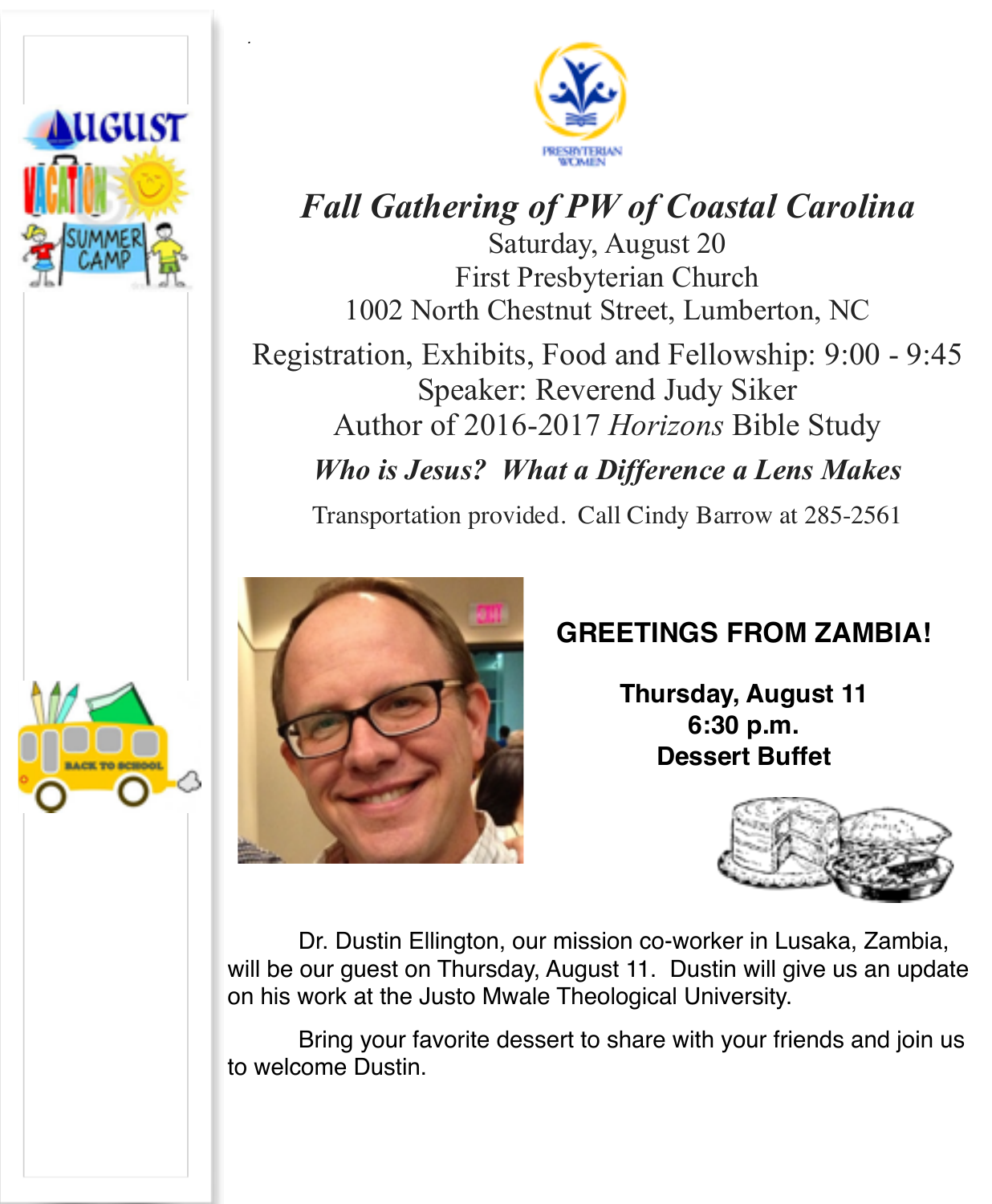# *Fall Gathering of PW of Coastal Carolina*

Saturday, August 20
First Presbyterian Church
1002 North Chestnut Street, Lumberton, NC

Registration, Exhibits, Food and Fellowship: 9:00 - 9:45
Speaker: Reverend Judy Siker
Author of 2016-2017 *Horizons* Bible Study

***Who is Jesus? What a Difference a Lens Makes***

Transportation provided. Call Cindy Barrow at 285-2561

## GREETINGS FROM ZAMBIA!

**Thursday, August 11**
**6:30 p.m.**
**Dessert Buffet**

Dr. Dustin Ellington, our mission co-worker in Lusaka, Zambia, will be our guest on Thursday, August 11. Dustin will give us an update on his work at the Justo Mwale Theological University.

Bring your favorite dessert to share with your friends and join us to welcome Dustin.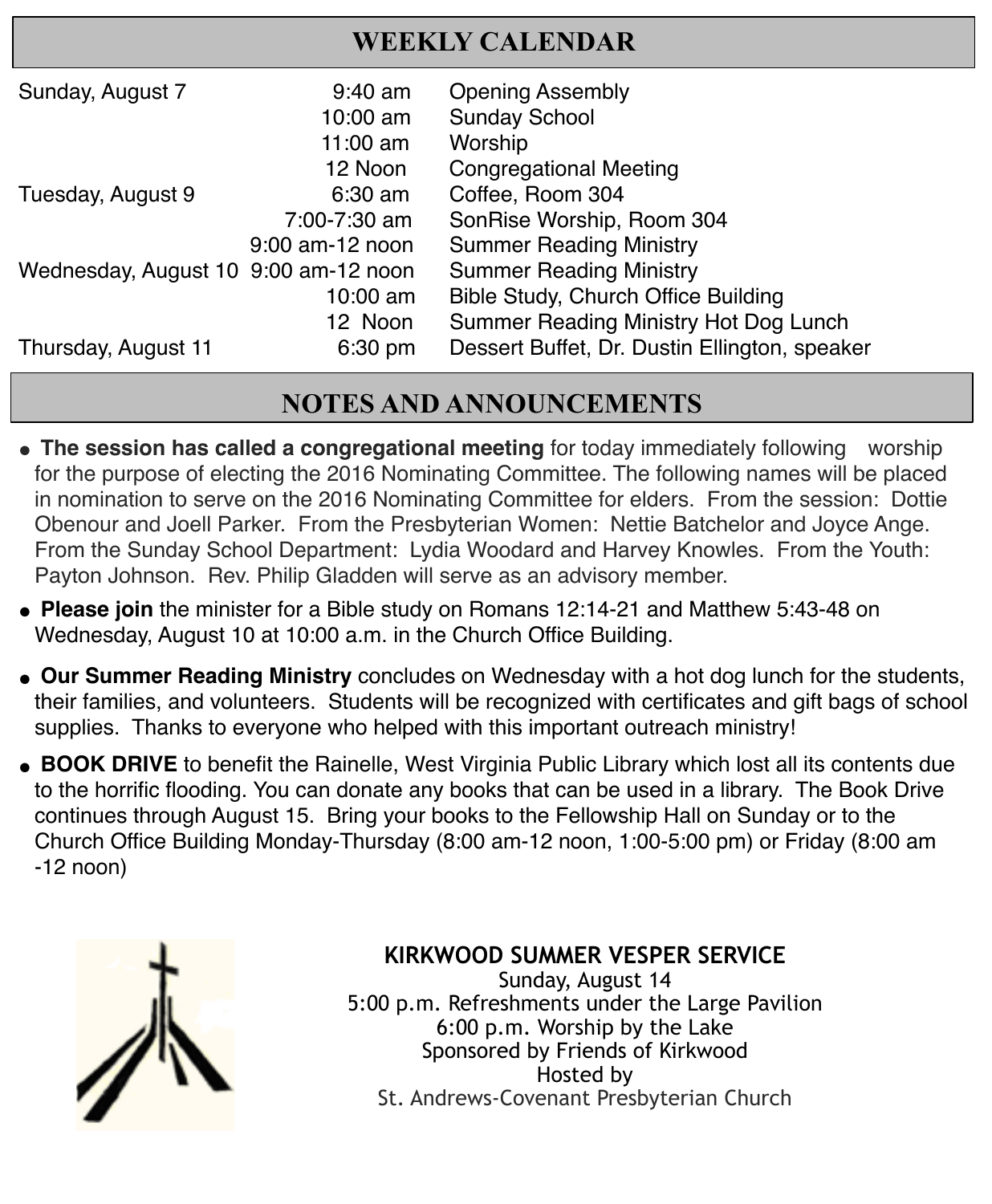## WEEKLY CALENDAR

| | | |
|---|---|---|
| Sunday, August 7 | 9:40 am | Opening Assembly |
| | 10:00 am | Sunday School |
| | 11:00 am | Worship |
| | 12 Noon | Congregational Meeting |
| Tuesday, August 9 | 6:30 am | Coffee, Room 304 |
| | 7:00-7:30 am | SonRise Worship, Room 304 |
| | 9:00 am-12 noon | Summer Reading Ministry |
| Wednesday, August 10 | 9:00 am-12 noon | Summer Reading Ministry |
| | 10:00 am | Bible Study, Church Office Building |
| | 12 Noon | Summer Reading Ministry Hot Dog Lunch |
| Thursday, August 11 | 6:30 pm | Dessert Buffet, Dr. Dustin Ellington, speaker |

## NOTES AND ANNOUNCEMENTS

- **The session has called a congregational meeting** for today immediately following worship for the purpose of electing the 2016 Nominating Committee. The following names will be placed in nomination to serve on the 2016 Nominating Committee for elders. From the session: Dottie Obenour and Joell Parker. From the Presbyterian Women: Nettie Batchelor and Joyce Ange. From the Sunday School Department: Lydia Woodard and Harvey Knowles. From the Youth: Payton Johnson. Rev. Philip Gladden will serve as an advisory member.
- **Please join** the minister for a Bible study on Romans 12:14-21 and Matthew 5:43-48 on Wednesday, August 10 at 10:00 a.m. in the Church Office Building.
- **Our Summer Reading Ministry** concludes on Wednesday with a hot dog lunch for the students, their families, and volunteers. Students will be recognized with certificates and gift bags of school supplies. Thanks to everyone who helped with this important outreach ministry!
- **BOOK DRIVE** to benefit the Rainelle, West Virginia Public Library which lost all its contents due to the horrific flooding. You can donate any books that can be used in a library. The Book Drive continues through August 15. Bring your books to the Fellowship Hall on Sunday or to the Church Office Building Monday-Thursday (8:00 am-12 noon, 1:00-5:00 pm) or Friday (8:00 am -12 noon)

**KIRKWOOD SUMMER VESPER SERVICE**

Sunday, August 14
5:00 p.m. Refreshments under the Large Pavilion
6:00 p.m. Worship by the Lake
Sponsored by Friends of Kirkwood
Hosted by
St. Andrews-Covenant Presbyterian Church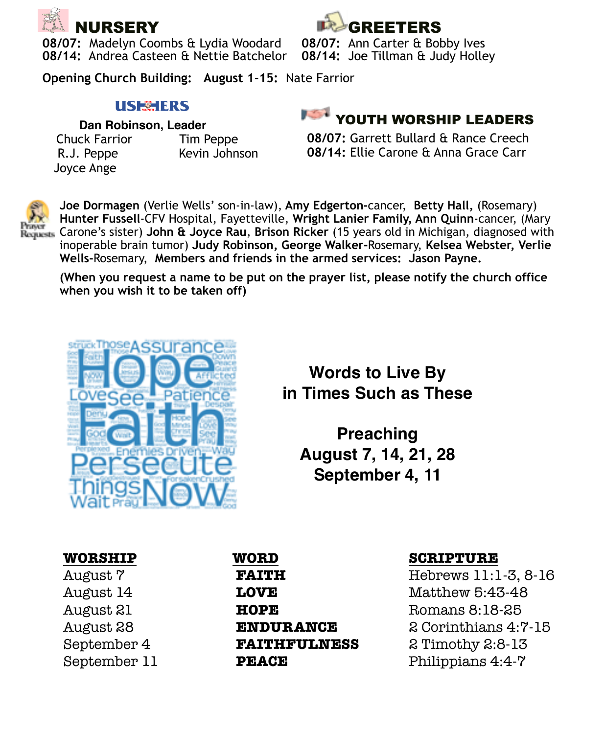## NURSERY

**08/07:** Madelyn Coombs & Lydia Woodard
**08/14:** Andrea Casteen & Nettie Batchelor

## GREETERS

**08/07:** Ann Carter & Bobby Ives
**08/14:** Joe Tillman & Judy Holley

**Opening Church Building: August 1-15:** Nate Farrior

## USHERS

**Dan Robinson, Leader**

Chuck Farrior
Tim Peppe
R.J. Peppe
Kevin Johnson
Joyce Ange

## YOUTH WORSHIP LEADERS

**08/07:** Garrett Bullard & Rance Creech
**08/14:** Ellie Carone & Anna Grace Carr

## Prayer Requests

**Joe Dormagen** (Verlie Wells' son-in-law), **Amy Edgerton-**cancer, **Betty Hall,** (Rosemary) **Hunter Fussell**-CFV Hospital, Fayetteville, **Wright Lanier Family, Ann Quinn**-cancer, (Mary Carone's sister) **John & Joyce Rau**, **Brison Ricker** (15 years old in Michigan, diagnosed with inoperable brain tumor) **Judy Robinson, George Walker-**Rosemary, **Kelsea Webster, Verlie Wells-**Rosemary, **Members and friends in the armed services: Jason Payne.**

**(When you request a name to be put on the prayer list, please notify the church office when you wish it to be taken off)**

## Words to Live By in Times Such as These

**Preaching**
**August 7, 14, 21, 28**
**September 4, 11**

| WORSHIP | WORD | SCRIPTURE |
|---|---|---|
| August 7 | **FAITH** | Hebrews 11:1-3, 8-16 |
| August 14 | **LOVE** | Matthew 5:43-48 |
| August 21 | **HOPE** | Romans 8:18-25 |
| August 28 | **ENDURANCE** | 2 Corinthians 4:7-15 |
| September 4 | **FAITHFULNESS** | 2 Timothy 2:8-13 |
| September 11 | **PEACE** | Philippians 4:4-7 |